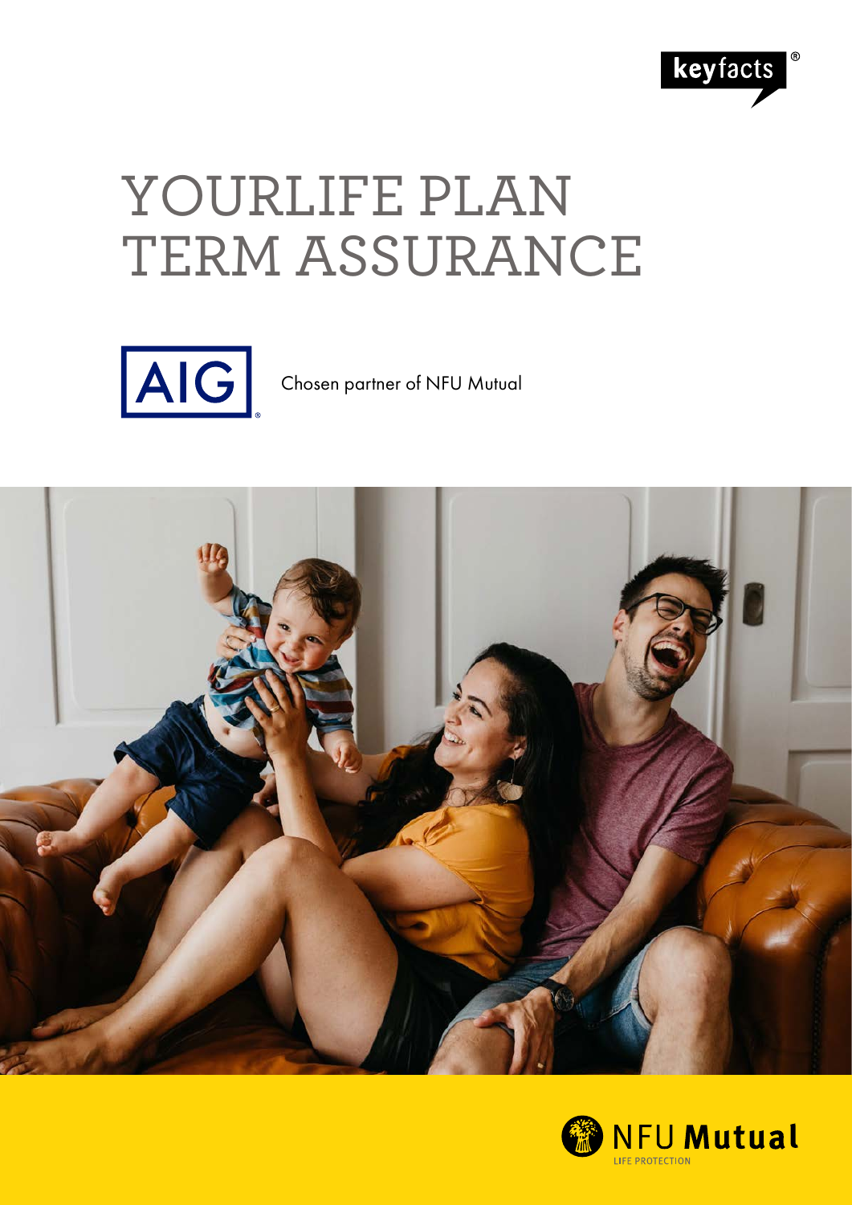keyfacts®

# YOURLIFE PLAN TERM ASSURANCE

AIG

Chosen partner of NFU Mutual

NFU Mutual

LIFE PROTECTION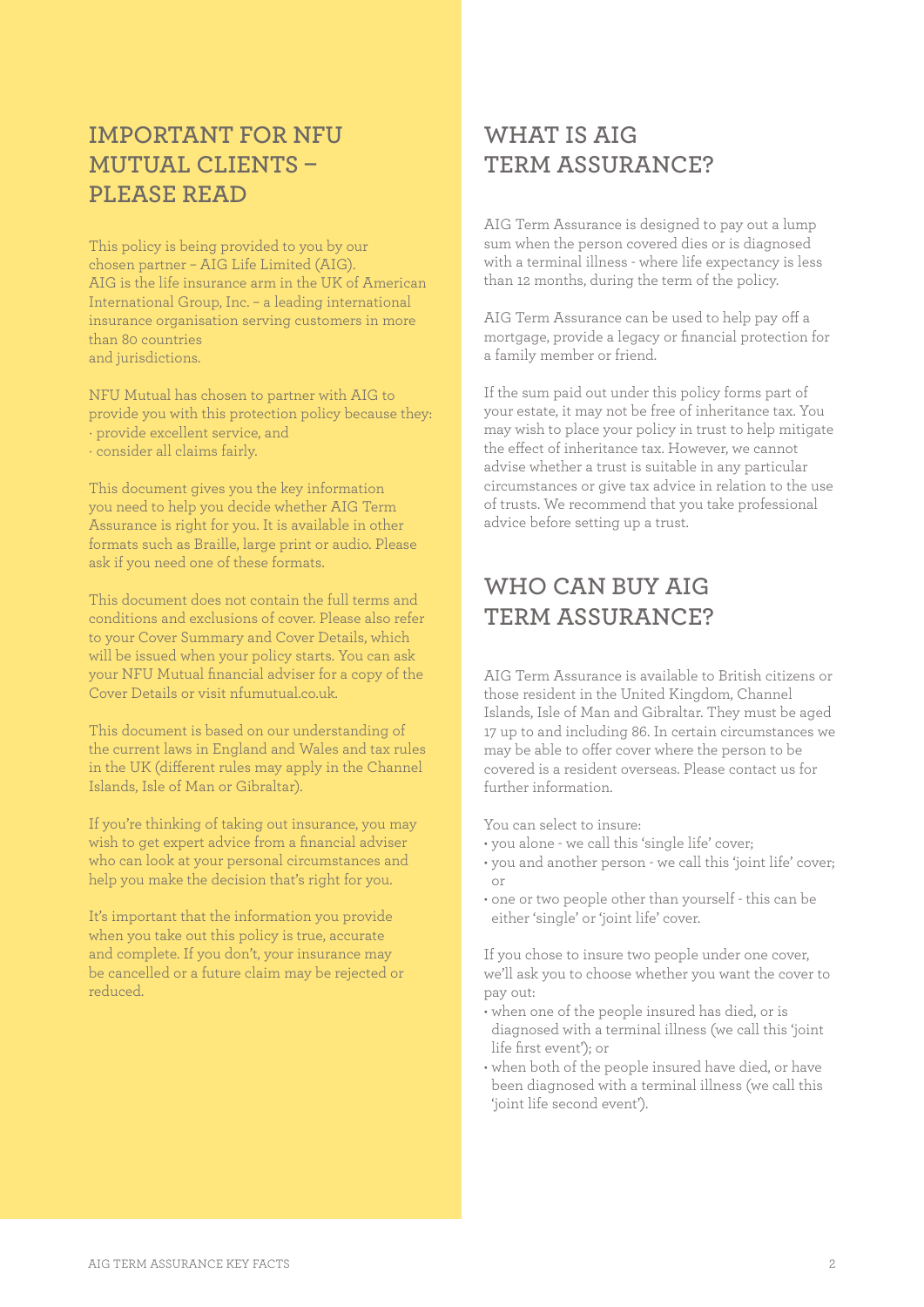## IMPORTANT FOR NFU MUTUAL CLIENTS – PLEASE READ

This policy is being provided to you by our chosen partner – AIG Life Limited (AIG). AIG is the life insurance arm in the UK of American International Group, Inc. – a leading international insurance organisation serving customers in more than 80 countries and jurisdictions.

NFU Mutual has chosen to partner with AIG to provide you with this protection policy because they:

- provide excellent service, and
- consider all claims fairly.

This document gives you the key information you need to help you decide whether AIG Term Assurance is right for you. It is available in other formats such as Braille, large print or audio. Please ask if you need one of these formats.

This document does not contain the full terms and conditions and exclusions of cover. Please also refer to your Cover Summary and Cover Details, which will be issued when your policy starts. You can ask your NFU Mutual financial adviser for a copy of the Cover Details or visit nfumutual.co.uk.

This document is based on our understanding of the current laws in England and Wales and tax rules in the UK (different rules may apply in the Channel Islands, Isle of Man or Gibraltar).

If you're thinking of taking out insurance, you may wish to get expert advice from a financial adviser who can look at your personal circumstances and help you make the decision that's right for you.

It's important that the information you provide when you take out this policy is true, accurate and complete. If you don't, your insurance may be cancelled or a future claim may be rejected or reduced.

## WHAT IS AIG TERM ASSURANCE?

AIG Term Assurance is designed to pay out a lump sum when the person covered dies or is diagnosed with a terminal illness - where life expectancy is less than 12 months, during the term of the policy.

AIG Term Assurance can be used to help pay off a mortgage, provide a legacy or financial protection for a family member or friend.

If the sum paid out under this policy forms part of your estate, it may not be free of inheritance tax. You may wish to place your policy in trust to help mitigate the effect of inheritance tax. However, we cannot advise whether a trust is suitable in any particular circumstances or give tax advice in relation to the use of trusts. We recommend that you take professional advice before setting up a trust.

## WHO CAN BUY AIG TERM ASSURANCE?

AIG Term Assurance is available to British citizens or those resident in the United Kingdom, Channel Islands, Isle of Man and Gibraltar. They must be aged 17 up to and including 86. In certain circumstances we may be able to offer cover where the person to be covered is a resident overseas. Please contact us for further information.

You can select to insure:

- you alone - we call this 'single life' cover;
- you and another person - we call this 'joint life' cover; or
- one or two people other than yourself - this can be either 'single' or 'joint life' cover.

If you chose to insure two people under one cover, we'll ask you to choose whether you want the cover to pay out:

- when one of the people insured has died, or is diagnosed with a terminal illness (we call this 'joint life first event'); or
- when both of the people insured have died, or have been diagnosed with a terminal illness (we call this 'joint life second event').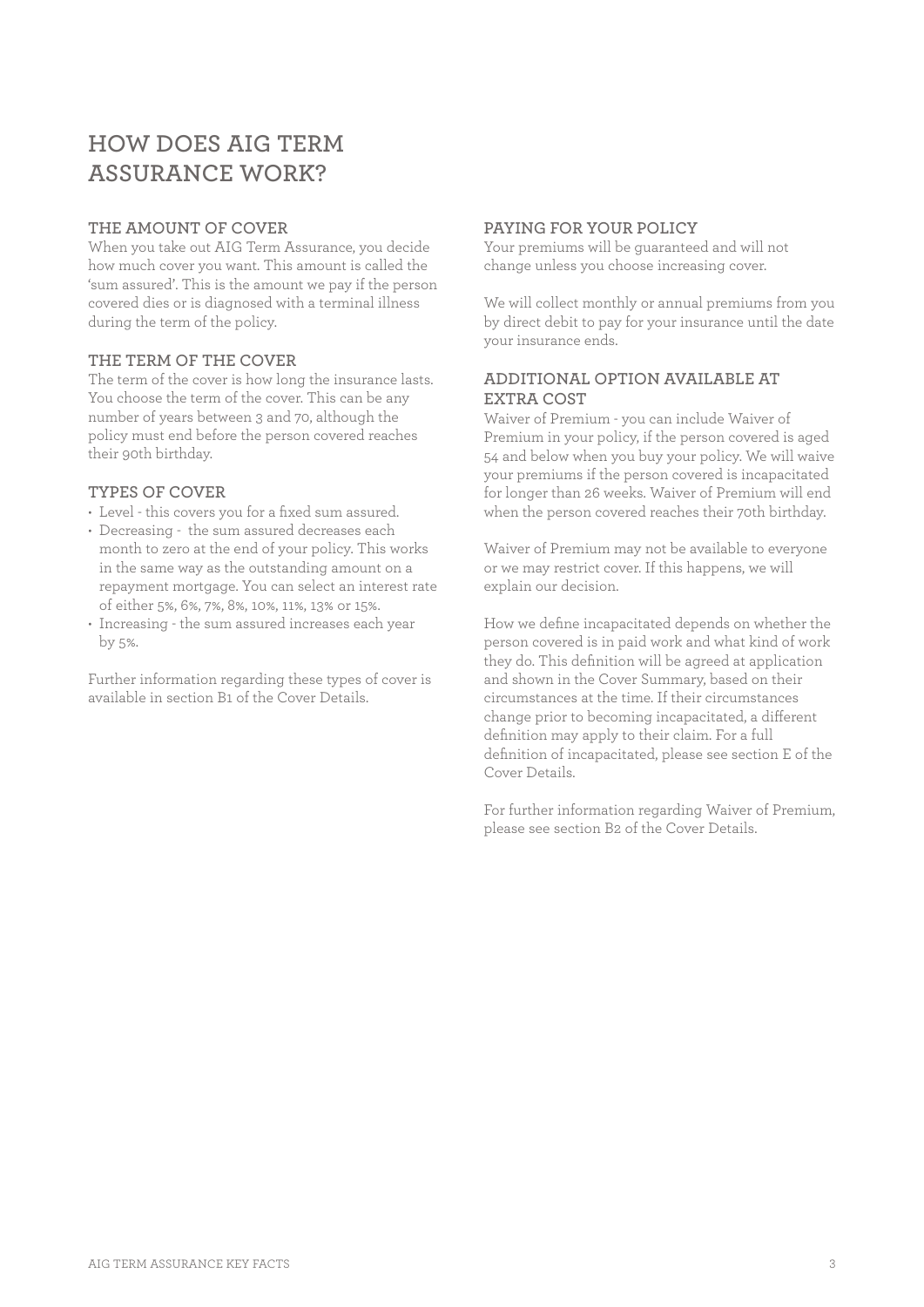# HOW DOES AIG TERM ASSURANCE WORK?

## THE AMOUNT OF COVER

When you take out AIG Term Assurance, you decide how much cover you want. This amount is called the 'sum assured'. This is the amount we pay if the person covered dies or is diagnosed with a terminal illness during the term of the policy.

## THE TERM OF THE COVER

The term of the cover is how long the insurance lasts. You choose the term of the cover. This can be any number of years between 3 and 70, although the policy must end before the person covered reaches their 90th birthday.

## TYPES OF COVER

- Level - this covers you for a fixed sum assured.
- Decreasing - the sum assured decreases each month to zero at the end of your policy. This works in the same way as the outstanding amount on a repayment mortgage. You can select an interest rate of either 5%, 6%, 7%, 8%, 10%, 11%, 13% or 15%.
- Increasing - the sum assured increases each year by 5%.

Further information regarding these types of cover is available in section B1 of the Cover Details.

## PAYING FOR YOUR POLICY

Your premiums will be guaranteed and will not change unless you choose increasing cover.

We will collect monthly or annual premiums from you by direct debit to pay for your insurance until the date your insurance ends.

## ADDITIONAL OPTION AVAILABLE AT EXTRA COST

Waiver of Premium - you can include Waiver of Premium in your policy, if the person covered is aged 54 and below when you buy your policy. We will waive your premiums if the person covered is incapacitated for longer than 26 weeks. Waiver of Premium will end when the person covered reaches their 70th birthday.

Waiver of Premium may not be available to everyone or we may restrict cover. If this happens, we will explain our decision.

How we define incapacitated depends on whether the person covered is in paid work and what kind of work they do. This definition will be agreed at application and shown in the Cover Summary, based on their circumstances at the time. If their circumstances change prior to becoming incapacitated, a different definition may apply to their claim. For a full definition of incapacitated, please see section E of the Cover Details.

For further information regarding Waiver of Premium, please see section B2 of the Cover Details.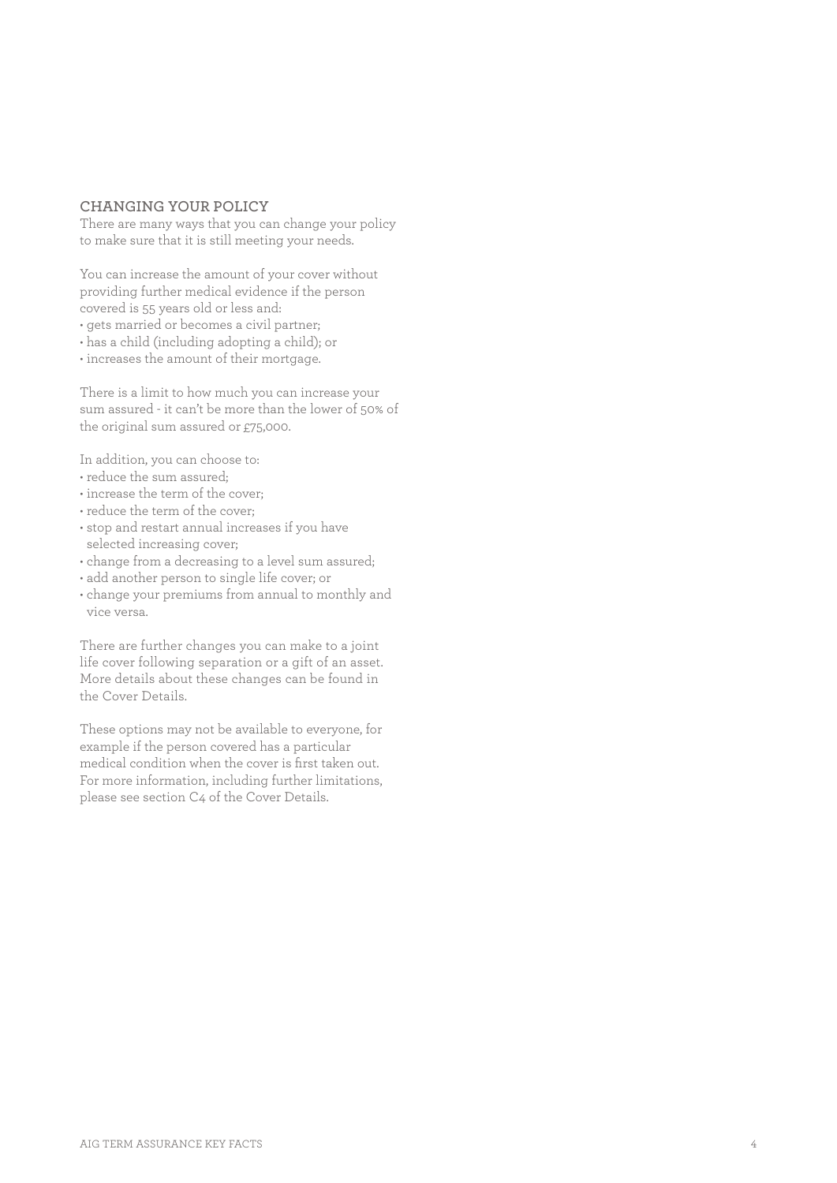## CHANGING YOUR POLICY

There are many ways that you can change your policy to make sure that it is still meeting your needs.

You can increase the amount of your cover without providing further medical evidence if the person covered is 55 years old or less and:

- gets married or becomes a civil partner;
- has a child (including adopting a child); or
- increases the amount of their mortgage.

There is a limit to how much you can increase your sum assured - it can't be more than the lower of 50% of the original sum assured or £75,000.

In addition, you can choose to:

- reduce the sum assured;
- increase the term of the cover;
- reduce the term of the cover;
- stop and restart annual increases if you have selected increasing cover;
- change from a decreasing to a level sum assured;
- add another person to single life cover; or
- change your premiums from annual to monthly and vice versa.

There are further changes you can make to a joint life cover following separation or a gift of an asset. More details about these changes can be found in the Cover Details.

These options may not be available to everyone, for example if the person covered has a particular medical condition when the cover is first taken out. For more information, including further limitations, please see section C4 of the Cover Details.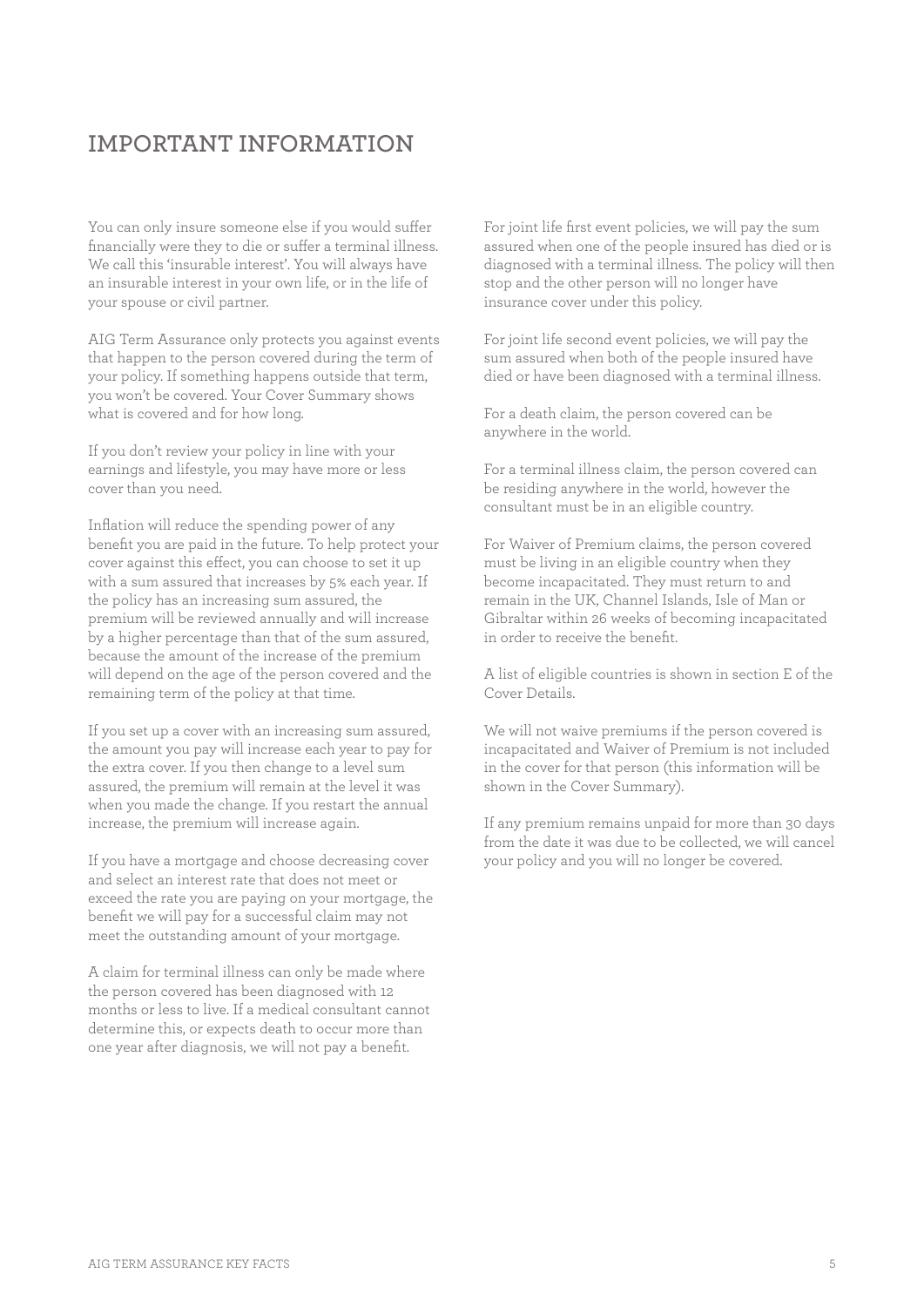# IMPORTANT INFORMATION

You can only insure someone else if you would suffer financially were they to die or suffer a terminal illness. We call this 'insurable interest'. You will always have an insurable interest in your own life, or in the life of your spouse or civil partner.

AIG Term Assurance only protects you against events that happen to the person covered during the term of your policy. If something happens outside that term, you won't be covered. Your Cover Summary shows what is covered and for how long.

If you don't review your policy in line with your earnings and lifestyle, you may have more or less cover than you need.

Inflation will reduce the spending power of any benefit you are paid in the future. To help protect your cover against this effect, you can choose to set it up with a sum assured that increases by 5% each year. If the policy has an increasing sum assured, the premium will be reviewed annually and will increase by a higher percentage than that of the sum assured, because the amount of the increase of the premium will depend on the age of the person covered and the remaining term of the policy at that time.

If you set up a cover with an increasing sum assured, the amount you pay will increase each year to pay for the extra cover. If you then change to a level sum assured, the premium will remain at the level it was when you made the change. If you restart the annual increase, the premium will increase again.

If you have a mortgage and choose decreasing cover and select an interest rate that does not meet or exceed the rate you are paying on your mortgage, the benefit we will pay for a successful claim may not meet the outstanding amount of your mortgage.

A claim for terminal illness can only be made where the person covered has been diagnosed with 12 months or less to live. If a medical consultant cannot determine this, or expects death to occur more than one year after diagnosis, we will not pay a benefit.

For joint life first event policies, we will pay the sum assured when one of the people insured has died or is diagnosed with a terminal illness. The policy will then stop and the other person will no longer have insurance cover under this policy.

For joint life second event policies, we will pay the sum assured when both of the people insured have died or have been diagnosed with a terminal illness.

For a death claim, the person covered can be anywhere in the world.

For a terminal illness claim, the person covered can be residing anywhere in the world, however the consultant must be in an eligible country.

For Waiver of Premium claims, the person covered must be living in an eligible country when they become incapacitated. They must return to and remain in the UK, Channel Islands, Isle of Man or Gibraltar within 26 weeks of becoming incapacitated in order to receive the benefit.

A list of eligible countries is shown in section E of the Cover Details.

We will not waive premiums if the person covered is incapacitated and Waiver of Premium is not included in the cover for that person (this information will be shown in the Cover Summary).

If any premium remains unpaid for more than 30 days from the date it was due to be collected, we will cancel your policy and you will no longer be covered.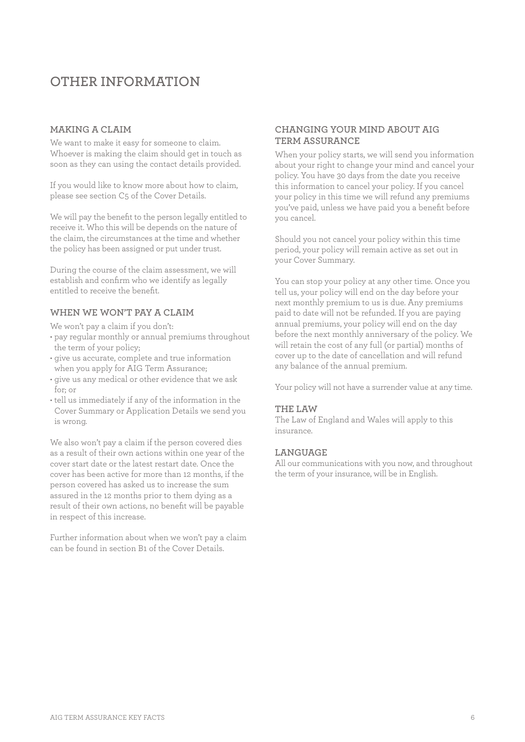# OTHER INFORMATION

## MAKING A CLAIM

We want to make it easy for someone to claim. Whoever is making the claim should get in touch as soon as they can using the contact details provided.

If you would like to know more about how to claim, please see section C5 of the Cover Details.

We will pay the benefit to the person legally entitled to receive it. Who this will be depends on the nature of the claim, the circumstances at the time and whether the policy has been assigned or put under trust.

During the course of the claim assessment, we will establish and confirm who we identify as legally entitled to receive the benefit.

## WHEN WE WON'T PAY A CLAIM

We won't pay a claim if you don't:

- pay regular monthly or annual premiums throughout the term of your policy;
- give us accurate, complete and true information when you apply for AIG Term Assurance;
- give us any medical or other evidence that we ask for; or
- tell us immediately if any of the information in the Cover Summary or Application Details we send you is wrong.

We also won't pay a claim if the person covered dies as a result of their own actions within one year of the cover start date or the latest restart date. Once the cover has been active for more than 12 months, if the person covered has asked us to increase the sum assured in the 12 months prior to them dying as a result of their own actions, no benefit will be payable in respect of this increase.

Further information about when we won't pay a claim can be found in section B1 of the Cover Details.

## CHANGING YOUR MIND ABOUT AIG TERM ASSURANCE

When your policy starts, we will send you information about your right to change your mind and cancel your policy. You have 30 days from the date you receive this information to cancel your policy. If you cancel your policy in this time we will refund any premiums you've paid, unless we have paid you a benefit before you cancel.

Should you not cancel your policy within this time period, your policy will remain active as set out in your Cover Summary.

You can stop your policy at any other time. Once you tell us, your policy will end on the day before your next monthly premium to us is due. Any premiums paid to date will not be refunded. If you are paying annual premiums, your policy will end on the day before the next monthly anniversary of the policy. We will retain the cost of any full (or partial) months of cover up to the date of cancellation and will refund any balance of the annual premium.

Your policy will not have a surrender value at any time.

## THE LAW

The Law of England and Wales will apply to this insurance.

## LANGUAGE

All our communications with you now, and throughout the term of your insurance, will be in English.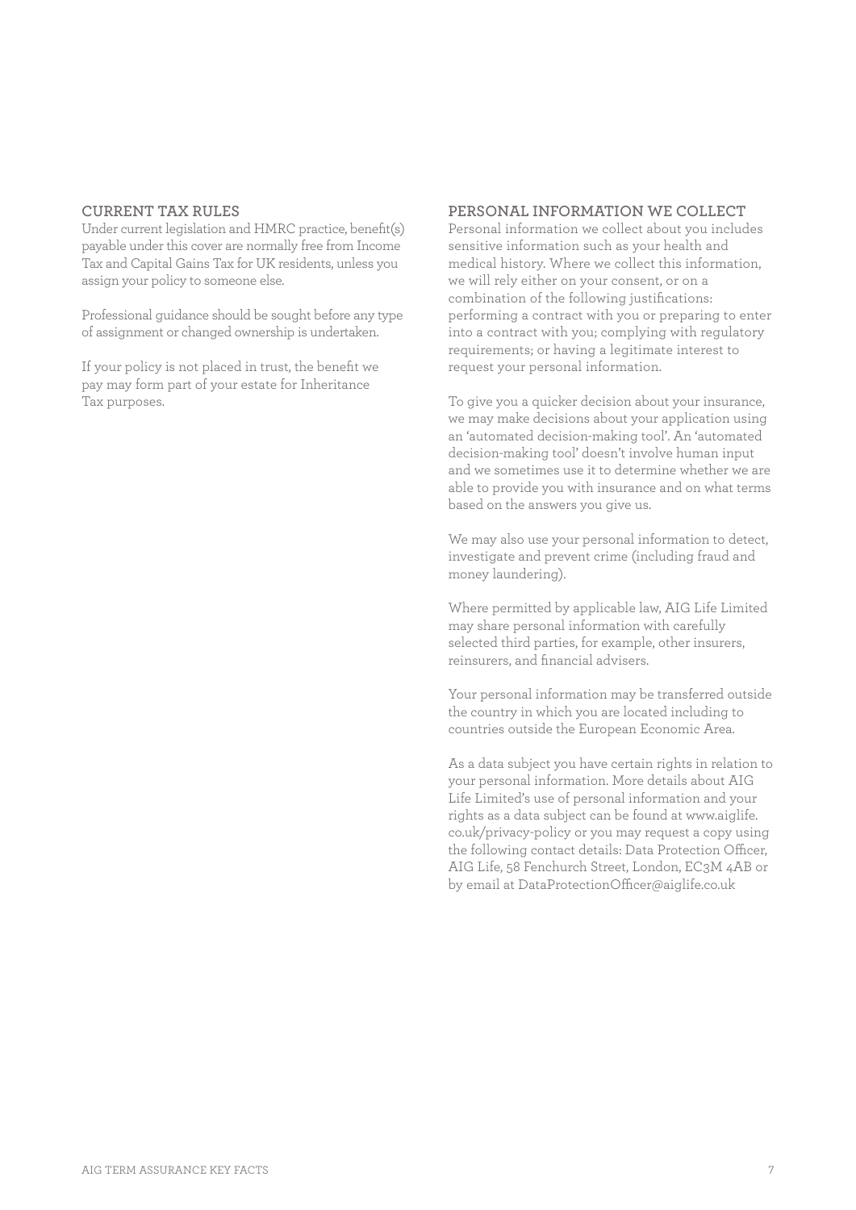## CURRENT TAX RULES

Under current legislation and HMRC practice, benefit(s) payable under this cover are normally free from Income Tax and Capital Gains Tax for UK residents, unless you assign your policy to someone else.

Professional guidance should be sought before any type of assignment or changed ownership is undertaken.

If your policy is not placed in trust, the benefit we pay may form part of your estate for Inheritance Tax purposes.

## PERSONAL INFORMATION WE COLLECT

Personal information we collect about you includes sensitive information such as your health and medical history. Where we collect this information, we will rely either on your consent, or on a combination of the following justifications: performing a contract with you or preparing to enter into a contract with you; complying with regulatory requirements; or having a legitimate interest to request your personal information.

To give you a quicker decision about your insurance, we may make decisions about your application using an 'automated decision-making tool'. An 'automated decision-making tool' doesn't involve human input and we sometimes use it to determine whether we are able to provide you with insurance and on what terms based on the answers you give us.

We may also use your personal information to detect, investigate and prevent crime (including fraud and money laundering).

Where permitted by applicable law, AIG Life Limited may share personal information with carefully selected third parties, for example, other insurers, reinsurers, and financial advisers.

Your personal information may be transferred outside the country in which you are located including to countries outside the European Economic Area.

As a data subject you have certain rights in relation to your personal information. More details about AIG Life Limited's use of personal information and your rights as a data subject can be found at www.aiglife.co.uk/privacy-policy or you may request a copy using the following contact details: Data Protection Officer, AIG Life, 58 Fenchurch Street, London, EC3M 4AB or by email at DataProtectionOfficer@aiglife.co.uk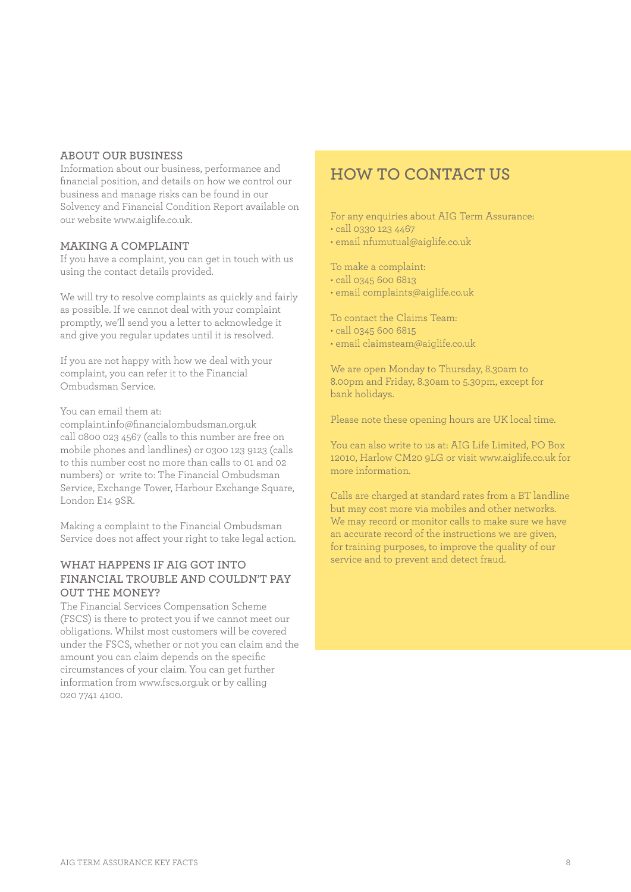## ABOUT OUR BUSINESS

Information about our business, performance and financial position, and details on how we control our business and manage risks can be found in our Solvency and Financial Condition Report available on our website www.aiglife.co.uk.

## MAKING A COMPLAINT

If you have a complaint, you can get in touch with us using the contact details provided.

We will try to resolve complaints as quickly and fairly as possible. If we cannot deal with your complaint promptly, we'll send you a letter to acknowledge it and give you regular updates until it is resolved.

If you are not happy with how we deal with your complaint, you can refer it to the Financial Ombudsman Service.

You can email them at:
complaint.info@financialombudsman.org.uk
call 0800 023 4567 (calls to this number are free on mobile phones and landlines) or 0300 123 9123 (calls to this number cost no more than calls to 01 and 02 numbers) or write to: The Financial Ombudsman Service, Exchange Tower, Harbour Exchange Square, London E14 9SR.

Making a complaint to the Financial Ombudsman Service does not affect your right to take legal action.

## WHAT HAPPENS IF AIG GOT INTO FINANCIAL TROUBLE AND COULDN'T PAY OUT THE MONEY?

The Financial Services Compensation Scheme (FSCS) is there to protect you if we cannot meet our obligations. Whilst most customers will be covered under the FSCS, whether or not you can claim and the amount you can claim depends on the specific circumstances of your claim. You can get further information from www.fscs.org.uk or by calling 020 7741 4100.

## HOW TO CONTACT US

For any enquiries about AIG Term Assurance:
- call 0330 123 4467
- email nfumutual@aiglife.co.uk

To make a complaint:
- call 0345 600 6813
- email complaints@aiglife.co.uk

To contact the Claims Team:
- call 0345 600 6815
- email claimsteam@aiglife.co.uk

We are open Monday to Thursday, 8.30am to 8.00pm and Friday, 8.30am to 5.30pm, except for bank holidays.

Please note these opening hours are UK local time.

You can also write to us at: AIG Life Limited, PO Box 12010, Harlow CM20 9LG or visit www.aiglife.co.uk for more information.

Calls are charged at standard rates from a BT landline but may cost more via mobiles and other networks. We may record or monitor calls to make sure we have an accurate record of the instructions we are given, for training purposes, to improve the quality of our service and to prevent and detect fraud.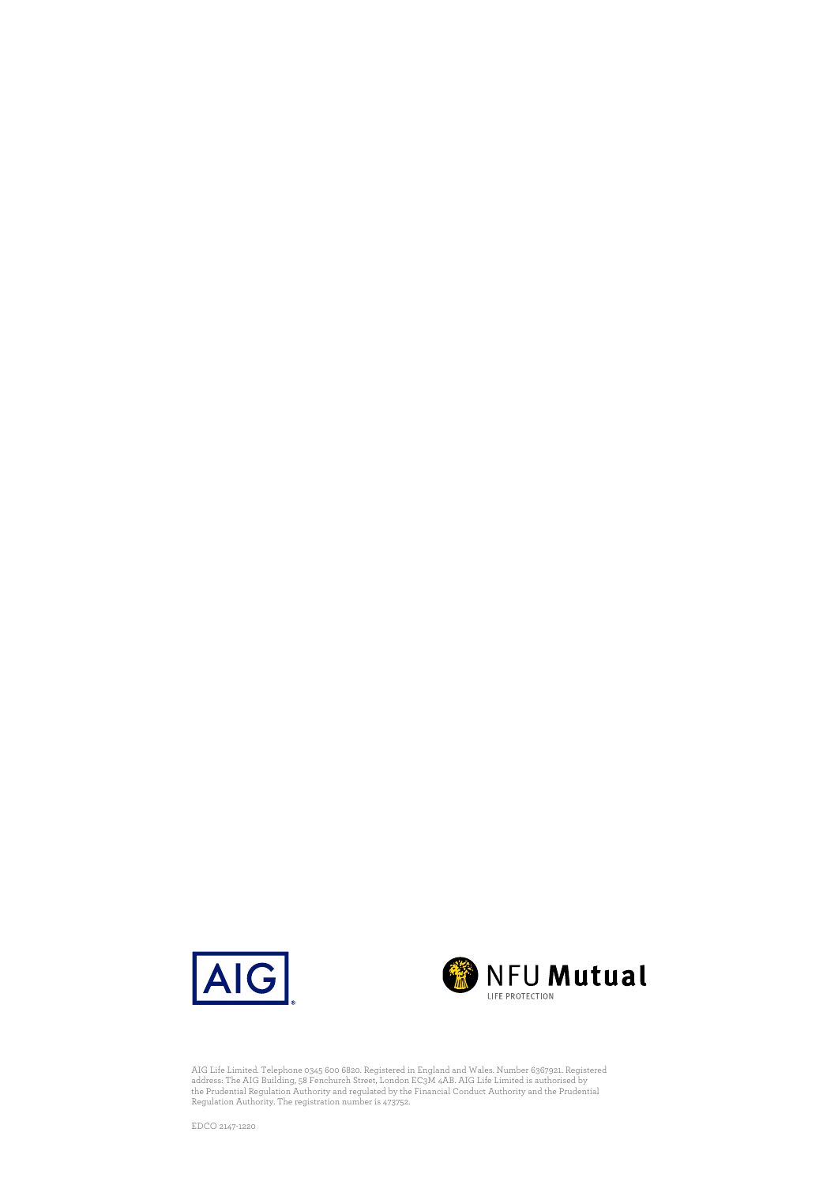AIG

NFU Mutual
LIFE PROTECTION

AIG Life Limited. Telephone 0345 600 6820. Registered in England and Wales. Number 6367921. Registered address: The AIG Building, 58 Fenchurch Street, London EC3M 4AB. AIG Life Limited is authorised by the Prudential Regulation Authority and regulated by the Financial Conduct Authority and the Prudential Regulation Authority. The registration number is 473752.

EDCO 2147-1220